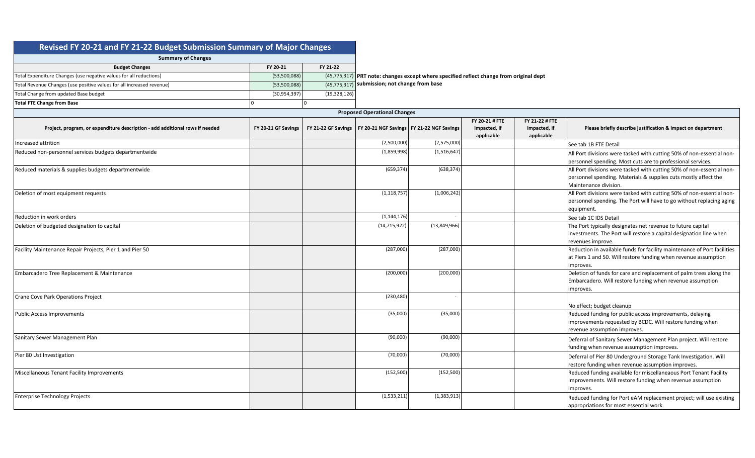# Revised FY 20-21 and FY 21-22 Budget Submission Summary of Major Changes

**Summary of Changes**

| Budget Changes | FY 20-21 | FY 21-22 |
|---|---|---|
| Total Expenditure Changes (use negative values for all reductions) | (53,500,088) | (45,775,317) |
| Total Revenue Changes (use positive values for all increased revenue) | (53,500,088) | (45,775,317) |
| Total Change from updated Base budget | (30,954,397) | (19,328,126) |
| **Total FTE Change from Base** | 0 | 0 |

**PRT note: changes except where specified reflect change from original dept submission; not change from base**

**Proposed Operational Changes**

| Project, program, or expenditure description - add additional rows if needed | FY 20-21 GF Savings | FY 21-22 GF Savings | FY 20-21 NGF Savings | FY 21-22 NGF Savings | FY 20-21 # FTE impacted, if applicable | FY 21-22 # FTE impacted, if applicable | Please briefly describe justification & impact on department |
|---|---|---|---|---|---|---|---|
| Increased attrition | | | (2,500,000) | (2,575,000) | | | See tab 1B FTE Detail |
| Reduced non-personnel services budgets departmentwide | | | (1,859,998) | (1,516,647) | | | All Port divisions were tasked with cutting 50% of non-essential non-personnel spending. Most cuts are to professional services. |
| Reduced materials & supplies budgets departmentwide | | | (659,374) | (638,374) | | | All Port divisions were tasked with cutting 50% of non-essential non-personnel spending. Materials & supplies cuts mostly affect the Maintenance division. |
| Deletion of most equipment requests | | | (1,118,757) | (1,006,242) | | | All Port divisions were tasked with cutting 50% of non-essential non-personnel spending. The Port will have to go without replacing aging equipment. |
| Reduction in work orders | | | (1,144,176) | - | | | See tab 1C IDS Detail |
| Deletion of budgeted designation to capital | | | (14,715,922) | (13,849,966) | | | The Port typically designates net revenue to future capital investments. The Port will restore a capital designation line when revenues improve. |
| Facility Maintenance Repair Projects, Pier 1 and Pier 50 | | | (287,000) | (287,000) | | | Reduction in available funds for facility maintenance of Port facilities at Piers 1 and 50. Will restore funding when revenue assumption improves. |
| Embarcadero Tree Replacement & Maintenance | | | (200,000) | (200,000) | | | Deletion of funds for care and replacement of palm trees along the Embarcadero. Will restore funding when revenue assumption improves. |
| Crane Cove Park Operations Project | | | (230,480) | - | | | No effect; budget cleanup |
| Public Access Improvements | | | (35,000) | (35,000) | | | Reduced funding for public access improvements, delaying improvements requested by BCDC. Will restore funding when revenue assumption improves. |
| Sanitary Sewer Management Plan | | | (90,000) | (90,000) | | | Deferral of Sanitary Sewer Management Plan project. Will restore funding when revenue assumption improves. |
| Pier 80 Ust Investigation | | | (70,000) | (70,000) | | | Deferral of Pier 80 Underground Storage Tank Investigation. Will restore funding when revenue assumption improves. |
| Miscellaneous Tenant Facility Improvements | | | (152,500) | (152,500) | | | Reduced funding available for miscellaneous Port Tenant Facility Improvements. Will restore funding when revenue assumption improves. |
| Enterprise Technology Projects | | | (1,533,211) | (1,383,913) | | | Reduced funding for Port eAM replacement project; will use existing appropriations for most essential work. |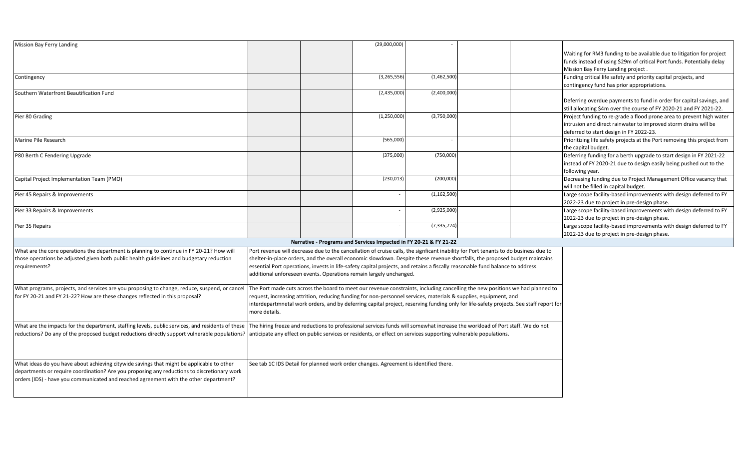| | | | | | | | |
|---|---|---|---|---|---|---|---|
| Mission Bay Ferry Landing | | | (29,000,000) | - | | | Waiting for RM3 funding to be available due to litigation for project funds instead of using $29m of critical Port funds. Potentially delay Mission Bay Ferry Landing project . |
| Contingency | | | (3,265,556) | (1,462,500) | | | Funding critical life safety and priority capital projects, and contingency fund has prior appropriations. |
| Southern Waterfront Beautification Fund | | | (2,435,000) | (2,400,000) | | | Deferring overdue payments to fund in order for capital savings, and still allocating $4m over the course of FY 2020-21 and FY 2021-22. |
| Pier 80 Grading | | | (1,250,000) | (3,750,000) | | | Project funding to re-grade a flood prone area to prevent high water intrusion and direct rainwater to improved storm drains will be deferred to start design in FY 2022-23. |
| Marine Pile Research | | | (565,000) | - | | | Prioritizing life safety projects at the Port removing this project from the capital budget. |
| P80 Berth C Fendering Upgrade | | | (375,000) | (750,000) | | | Deferring funding for a berth upgrade to start design in FY 2021-22 instead of FY 2020-21 due to design easily being pushed out to the following year. |
| Capital Project Implementation Team (PMO) | | | (230,013) | (200,000) | | | Decreasing funding due to Project Management Office vacancy that will not be filled in capital budget. |
| Pier 45 Repairs & Improvements | | | - | (1,162,500) | | | Large scope facility-based improvements with design deferred to FY 2022-23 due to project in pre-design phase. |
| Pier 33 Repairs & Improvements | | | - | (2,925,000) | | | Large scope facility-based improvements with design deferred to FY 2022-23 due to project in pre-design phase. |
| Pier 35 Repairs | | | - | (7,335,724) | | | Large scope facility-based improvements with design deferred to FY 2022-23 due to project in pre-design phase. |

**Narrative - Programs and Services Impacted in FY 20-21 & FY 21-22**

| | |
|---|---|
| What are the core operations the department is planning to continue in FY 20-21? How will those operations be adjusted given both public health guidelines and budgetary reduction requirements? | Port revenue will decrease due to the cancellation of cruise calls, the signficant inability for Port tenants to do business due to shelter-in-place orders, and the overall economic slowdown. Despite these revenue shortfalls, the proposed budget maintains essential Port operations, invests in life-safety capital projects, and retains a fiscally reasonable fund balance to address additional unforeseen events. Operations remain largely unchanged. |
| What programs, projects, and services are you proposing to change, reduce, suspend, or cancel for FY 20-21 and FY 21-22? How are these changes reflected in this proposal? | The Port made cuts across the board to meet our revenue constraints, including cancelling the new positions we had planned to request, increasing attrition, reducing funding for non-personnel services, materials & supplies, equipment, and interdepartmnetal work orders, and by deferring capital project, reserving funding only for life-safety projects. See staff report for more details. |
| What are the impacts for the department, staffing levels, public services, and residents of these reductions? Do any of the proposed budget reductions directly support vulnerable populations? | The hiring freeze and reductions to professional services funds will somewhat increase the workload of Port staff. We do not anticipate any effect on public services or residents, or effect on services supporting vulnerable populations. |
| What ideas do you have about achieving citywide savings that might be applicable to other departments or require coordination? Are you proposing any reductions to discretionary work orders (IDS) - have you communicated and reached agreement with the other department? | See tab 1C IDS Detail for planned work order changes. Agreement is identified there. |